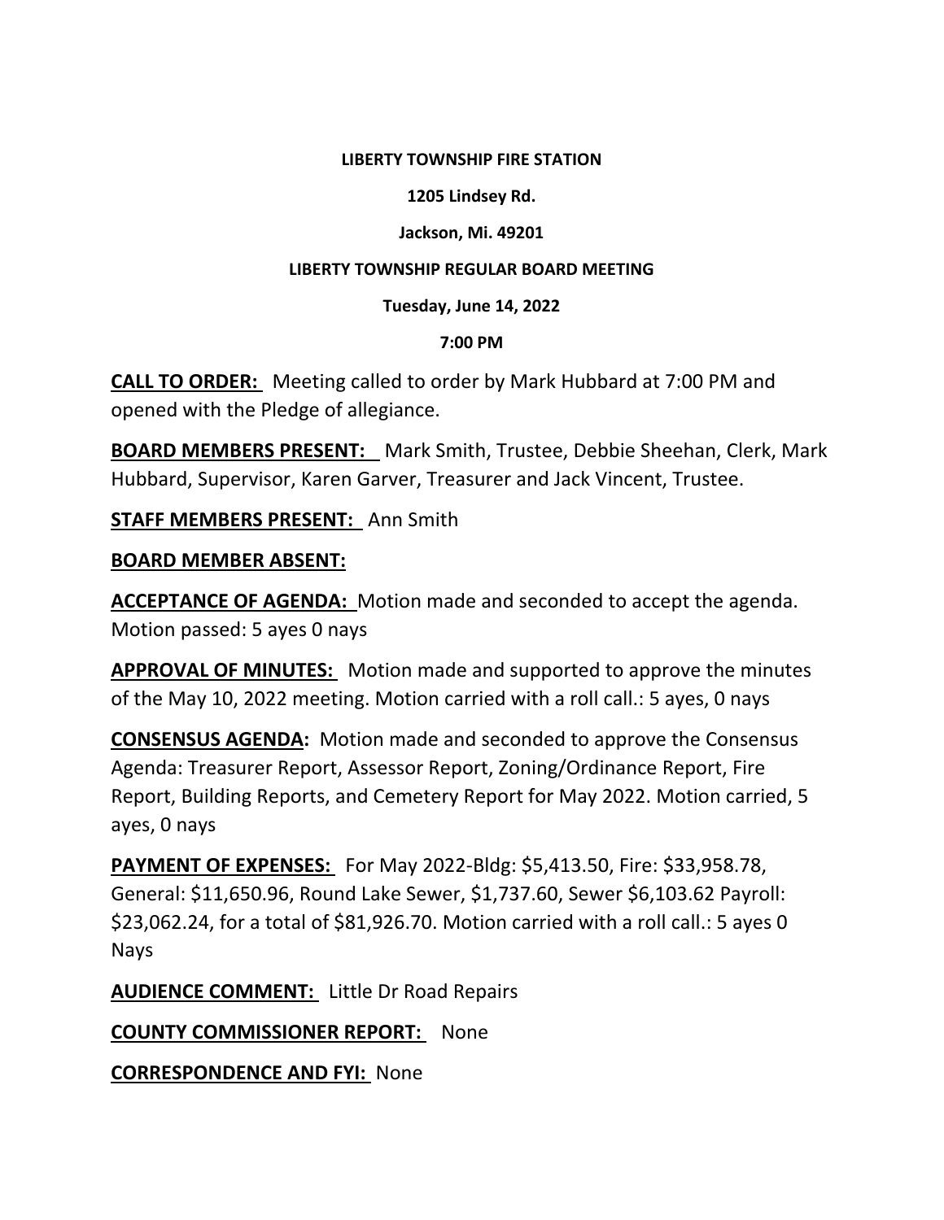**LIBERTY TOWNSHIP FIRE STATION**

**1205 Lindsey Rd.**

**Jackson, Mi. 49201**

**LIBERTY TOWNSHIP REGULAR BOARD MEETING**

**Tuesday, June 14, 2022**

**7:00 PM**

**CALL TO ORDER:** Meeting called to order by Mark Hubbard at 7:00 PM and opened with the Pledge of allegiance.

**BOARD MEMBERS PRESENT:** Mark Smith, Trustee, Debbie Sheehan, Clerk, Mark Hubbard, Supervisor, Karen Garver, Treasurer and Jack Vincent, Trustee.

**STAFF MEMBERS PRESENT:** Ann Smith

**BOARD MEMBER ABSENT:**

**ACCEPTANCE OF AGENDA:** Motion made and seconded to accept the agenda. Motion passed: 5 ayes 0 nays

**APPROVAL OF MINUTES:** Motion made and supported to approve the minutes of the May 10, 2022 meeting. Motion carried with a roll call.: 5 ayes, 0 nays

**CONSENSUS AGENDA:** Motion made and seconded to approve the Consensus Agenda: Treasurer Report, Assessor Report, Zoning/Ordinance Report, Fire Report, Building Reports, and Cemetery Report for May 2022. Motion carried, 5 ayes, 0 nays

**PAYMENT OF EXPENSES:** For May 2022-Bldg: $5,413.50, Fire: $33,958.78, General: $11,650.96, Round Lake Sewer, $1,737.60, Sewer $6,103.62 Payroll: $23,062.24, for a total of $81,926.70. Motion carried with a roll call.: 5 ayes 0 Nays

**AUDIENCE COMMENT:** Little Dr Road Repairs

**COUNTY COMMISSIONER REPORT:** None

**CORRESPONDENCE AND FYI:** None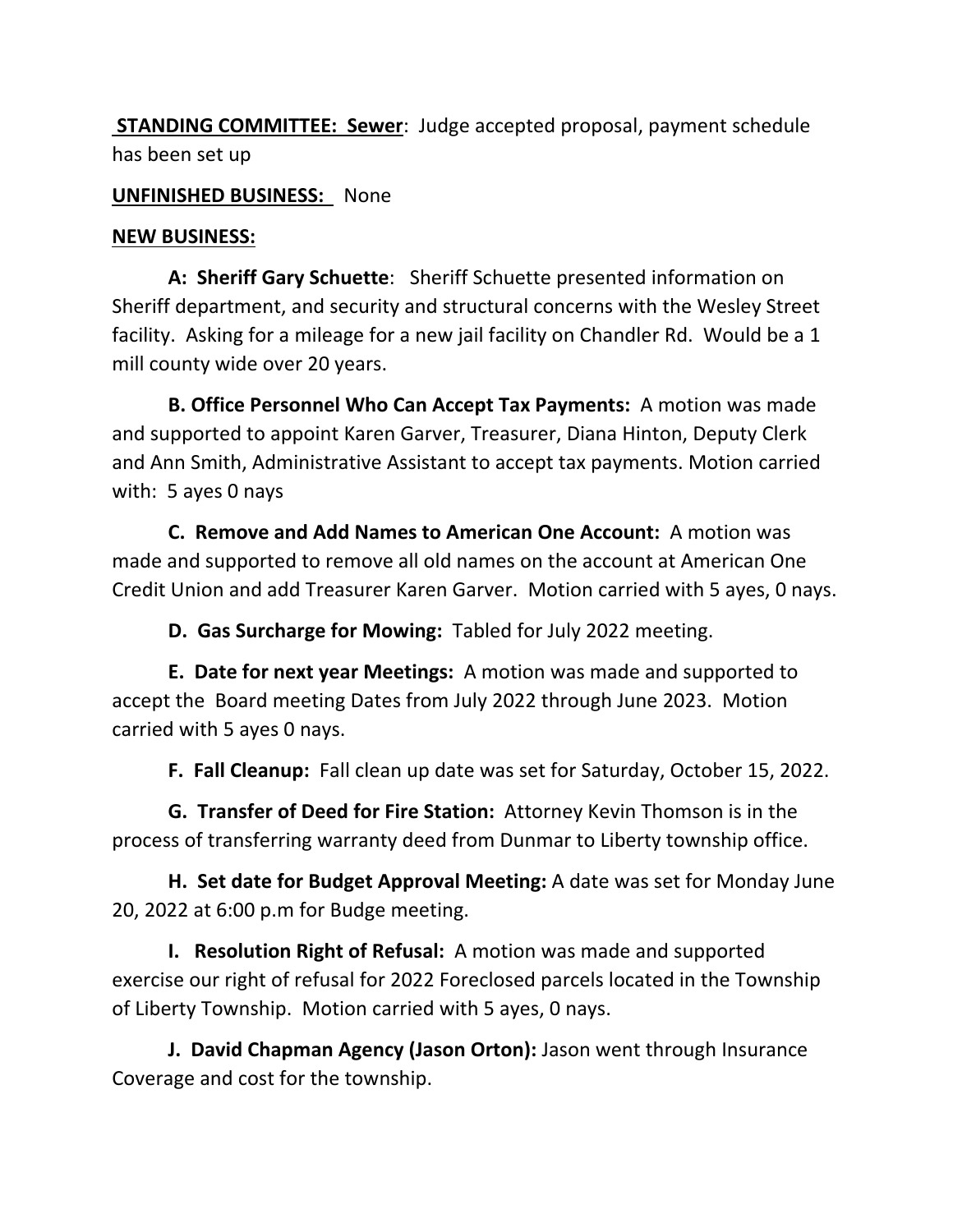**STANDING COMMITTEE: Sewer**: Judge accepted proposal, payment schedule has been set up

**UNFINISHED BUSINESS:** None

**NEW BUSINESS:**

**A: Sheriff Gary Schuette**: Sheriff Schuette presented information on Sheriff department, and security and structural concerns with the Wesley Street facility. Asking for a mileage for a new jail facility on Chandler Rd. Would be a 1 mill county wide over 20 years.

**B. Office Personnel Who Can Accept Tax Payments:** A motion was made and supported to appoint Karen Garver, Treasurer, Diana Hinton, Deputy Clerk and Ann Smith, Administrative Assistant to accept tax payments. Motion carried with: 5 ayes 0 nays

**C. Remove and Add Names to American One Account:** A motion was made and supported to remove all old names on the account at American One Credit Union and add Treasurer Karen Garver. Motion carried with 5 ayes, 0 nays.

**D. Gas Surcharge for Mowing:** Tabled for July 2022 meeting.

**E. Date for next year Meetings:** A motion was made and supported to accept the Board meeting Dates from July 2022 through June 2023. Motion carried with 5 ayes 0 nays.

**F. Fall Cleanup:** Fall clean up date was set for Saturday, October 15, 2022.

**G. Transfer of Deed for Fire Station:** Attorney Kevin Thomson is in the process of transferring warranty deed from Dunmar to Liberty township office.

**H. Set date for Budget Approval Meeting:** A date was set for Monday June 20, 2022 at 6:00 p.m for Budge meeting.

**I. Resolution Right of Refusal:** A motion was made and supported exercise our right of refusal for 2022 Foreclosed parcels located in the Township of Liberty Township. Motion carried with 5 ayes, 0 nays.

**J. David Chapman Agency (Jason Orton):** Jason went through Insurance Coverage and cost for the township.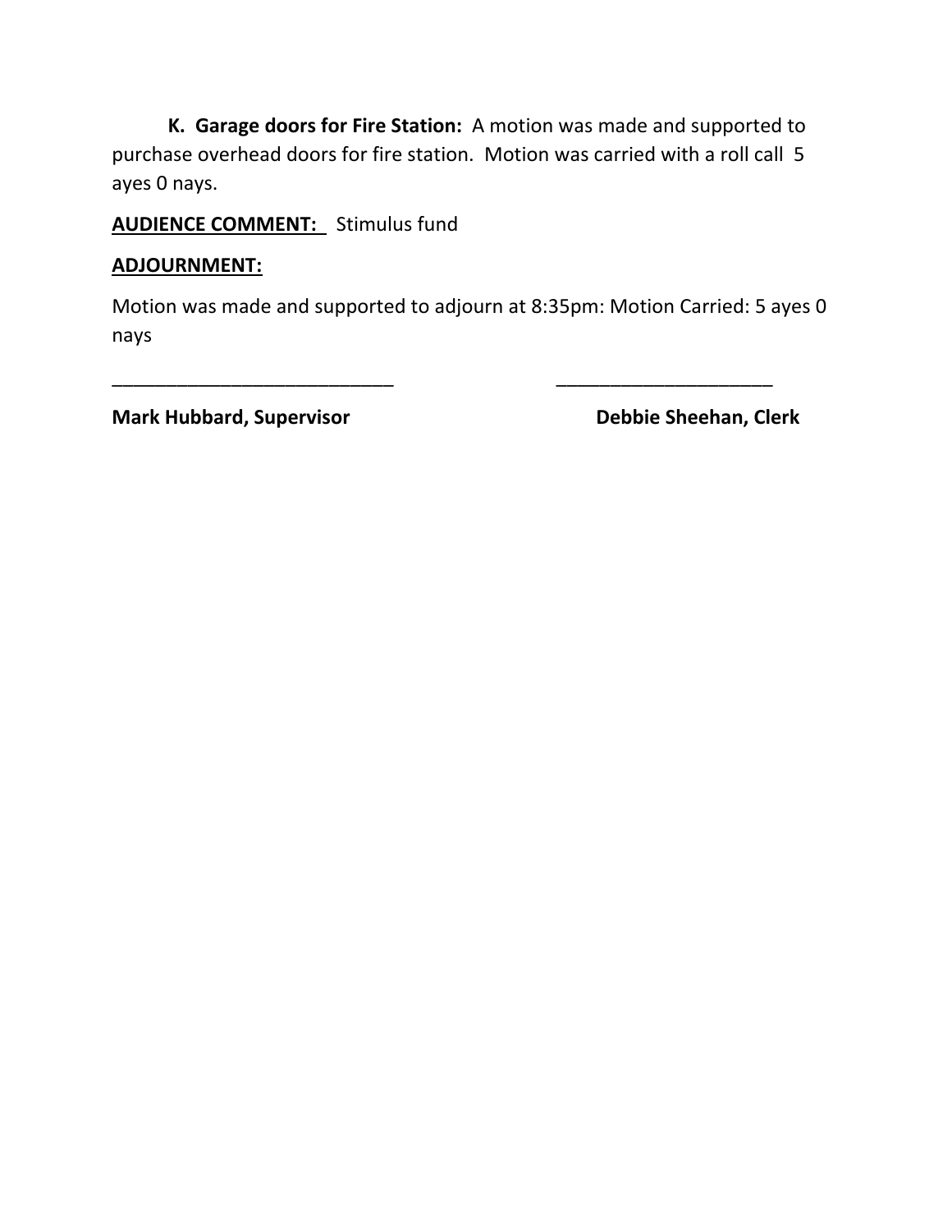**K. Garage doors for Fire Station:** A motion was made and supported to purchase overhead doors for fire station. Motion was carried with a roll call 5 ayes 0 nays.

**AUDIENCE COMMENT:** Stimulus fund

**ADJOURNMENT:**

Motion was made and supported to adjourn at 8:35pm: Motion Carried: 5 ayes 0 nays

\_\_\_\_\_\_\_\_\_\_\_\_\_\_\_\_\_\_\_\_\_\_\_\_\_\_\_\_ \_\_\_\_\_\_\_\_\_\_\_\_\_\_\_\_\_\_\_\_\_\_

**Mark Hubbard, Supervisor** **Debbie Sheehan, Clerk**